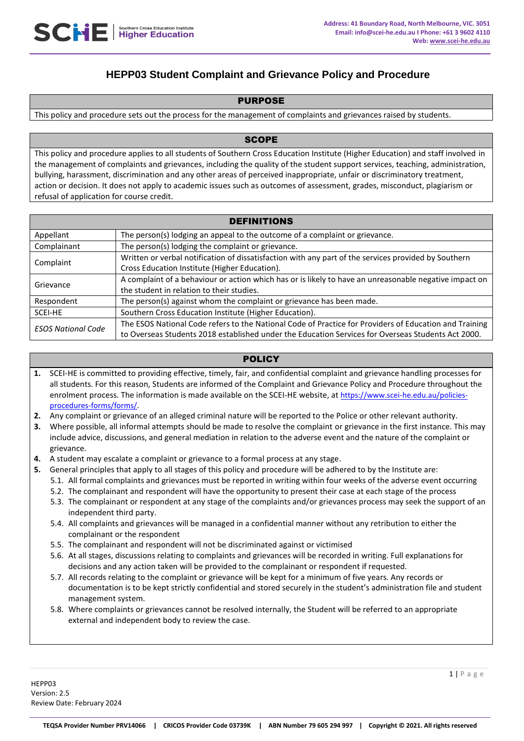# HEPP03 Student Complaint and Grievance Policy and Procedure

## PURPOSE

This policy and procedure sets out the process for the management of complaints and grievances raised by students.

## SCOPE

This policy and procedure applies to all students of Southern Cross Education Institute (Higher Education) and staff involved in the management of complaints and grievances, including the quality of the student support services, teaching, administration, bullying, harassment, discrimination and any other areas of perceived inappropriate, unfair or discriminatory treatment, action or decision. It does not apply to academic issues such as outcomes of assessment, grades, misconduct, plagiarism or refusal of application for course credit.

## DEFINITIONS

| Term | Definition |
|---|---|
| Appellant | The person(s) lodging an appeal to the outcome of a complaint or grievance. |
| Complainant | The person(s) lodging the complaint or grievance. |
| Complaint | Written or verbal notification of dissatisfaction with any part of the services provided by Southern Cross Education Institute (Higher Education). |
| Grievance | A complaint of a behaviour or action which has or is likely to have an unreasonable negative impact on the student in relation to their studies. |
| Respondent | The person(s) against whom the complaint or grievance has been made. |
| SCEI-HE | Southern Cross Education Institute (Higher Education). |
| *ESOS National Code* | The ESOS National Code refers to the National Code of Practice for Providers of Education and Training to Overseas Students 2018 established under the Education Services for Overseas Students Act 2000. |

## POLICY

1. SCEI-HE is committed to providing effective, timely, fair, and confidential complaint and grievance handling processes for all students. For this reason, Students are informed of the Complaint and Grievance Policy and Procedure throughout the enrolment process. The information is made available on the SCEI-HE website, at https://www.scei-he.edu.au/policies-procedures-forms/forms/.
2. Any complaint or grievance of an alleged criminal nature will be reported to the Police or other relevant authority.
3. Where possible, all informal attempts should be made to resolve the complaint or grievance in the first instance. This may include advice, discussions, and general mediation in relation to the adverse event and the nature of the complaint or grievance.
4. A student may escalate a complaint or grievance to a formal process at any stage.
5. General principles that apply to all stages of this policy and procedure will be adhered to by the Institute are:
   - 5.1. All formal complaints and grievances must be reported in writing within four weeks of the adverse event occurring
   - 5.2. The complainant and respondent will have the opportunity to present their case at each stage of the process
   - 5.3. The complainant or respondent at any stage of the complaints and/or grievances process may seek the support of an independent third party.
   - 5.4. All complaints and grievances will be managed in a confidential manner without any retribution to either the complainant or the respondent
   - 5.5. The complainant and respondent will not be discriminated against or victimised
   - 5.6. At all stages, discussions relating to complaints and grievances will be recorded in writing. Full explanations for decisions and any action taken will be provided to the complainant or respondent if requested.
   - 5.7. All records relating to the complaint or grievance will be kept for a minimum of five years. Any records or documentation is to be kept strictly confidential and stored securely in the student's administration file and student management system.
   - 5.8. Where complaints or grievances cannot be resolved internally, the Student will be referred to an appropriate external and independent body to review the case.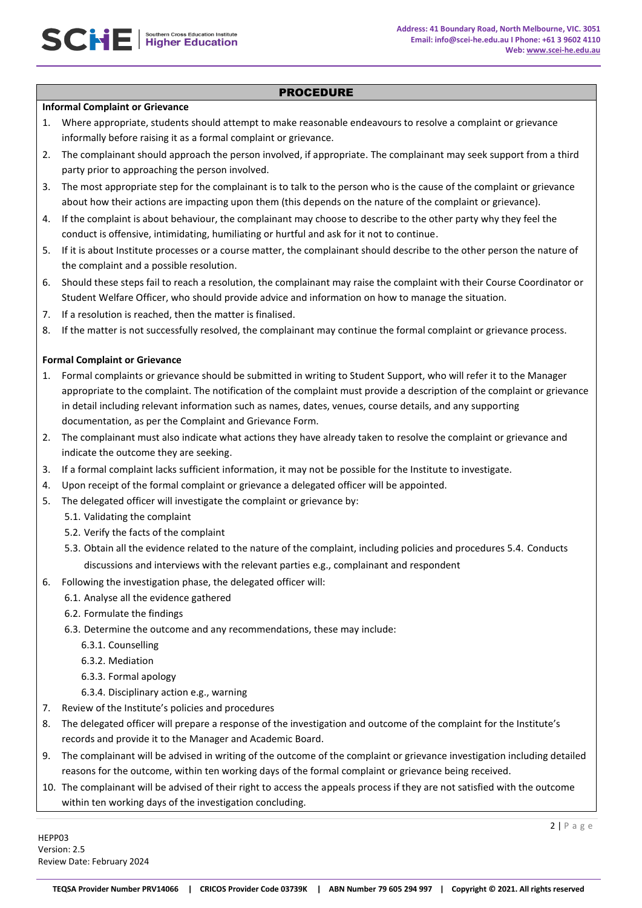## PROCEDURE

### Informal Complaint or Grievance

1. Where appropriate, students should attempt to make reasonable endeavours to resolve a complaint or grievance informally before raising it as a formal complaint or grievance.
2. The complainant should approach the person involved, if appropriate. The complainant may seek support from a third party prior to approaching the person involved.
3. The most appropriate step for the complainant is to talk to the person who is the cause of the complaint or grievance about how their actions are impacting upon them (this depends on the nature of the complaint or grievance).
4. If the complaint is about behaviour, the complainant may choose to describe to the other party why they feel the conduct is offensive, intimidating, humiliating or hurtful and ask for it not to continue.
5. If it is about Institute processes or a course matter, the complainant should describe to the other person the nature of the complaint and a possible resolution.
6. Should these steps fail to reach a resolution, the complainant may raise the complaint with their Course Coordinator or Student Welfare Officer, who should provide advice and information on how to manage the situation.
7. If a resolution is reached, then the matter is finalised.
8. If the matter is not successfully resolved, the complainant may continue the formal complaint or grievance process.

### Formal Complaint or Grievance

1. Formal complaints or grievance should be submitted in writing to Student Support, who will refer it to the Manager appropriate to the complaint. The notification of the complaint must provide a description of the complaint or grievance in detail including relevant information such as names, dates, venues, course details, and any supporting documentation, as per the Complaint and Grievance Form.
2. The complainant must also indicate what actions they have already taken to resolve the complaint or grievance and indicate the outcome they are seeking.
3. If a formal complaint lacks sufficient information, it may not be possible for the Institute to investigate.
4. Upon receipt of the formal complaint or grievance a delegated officer will be appointed.
5. The delegated officer will investigate the complaint or grievance by:
   - 5.1. Validating the complaint
   - 5.2. Verify the facts of the complaint
   - 5.3. Obtain all the evidence related to the nature of the complaint, including policies and procedures 5.4. Conducts discussions and interviews with the relevant parties e.g., complainant and respondent
6. Following the investigation phase, the delegated officer will:
   - 6.1. Analyse all the evidence gathered
   - 6.2. Formulate the findings
   - 6.3. Determine the outcome and any recommendations, these may include:
     - 6.3.1. Counselling
     - 6.3.2. Mediation
     - 6.3.3. Formal apology
     - 6.3.4. Disciplinary action e.g., warning
7. Review of the Institute's policies and procedures
8. The delegated officer will prepare a response of the investigation and outcome of the complaint for the Institute's records and provide it to the Manager and Academic Board.
9. The complainant will be advised in writing of the outcome of the complaint or grievance investigation including detailed reasons for the outcome, within ten working days of the formal complaint or grievance being received.
10. The complainant will be advised of their right to access the appeals process if they are not satisfied with the outcome within ten working days of the investigation concluding.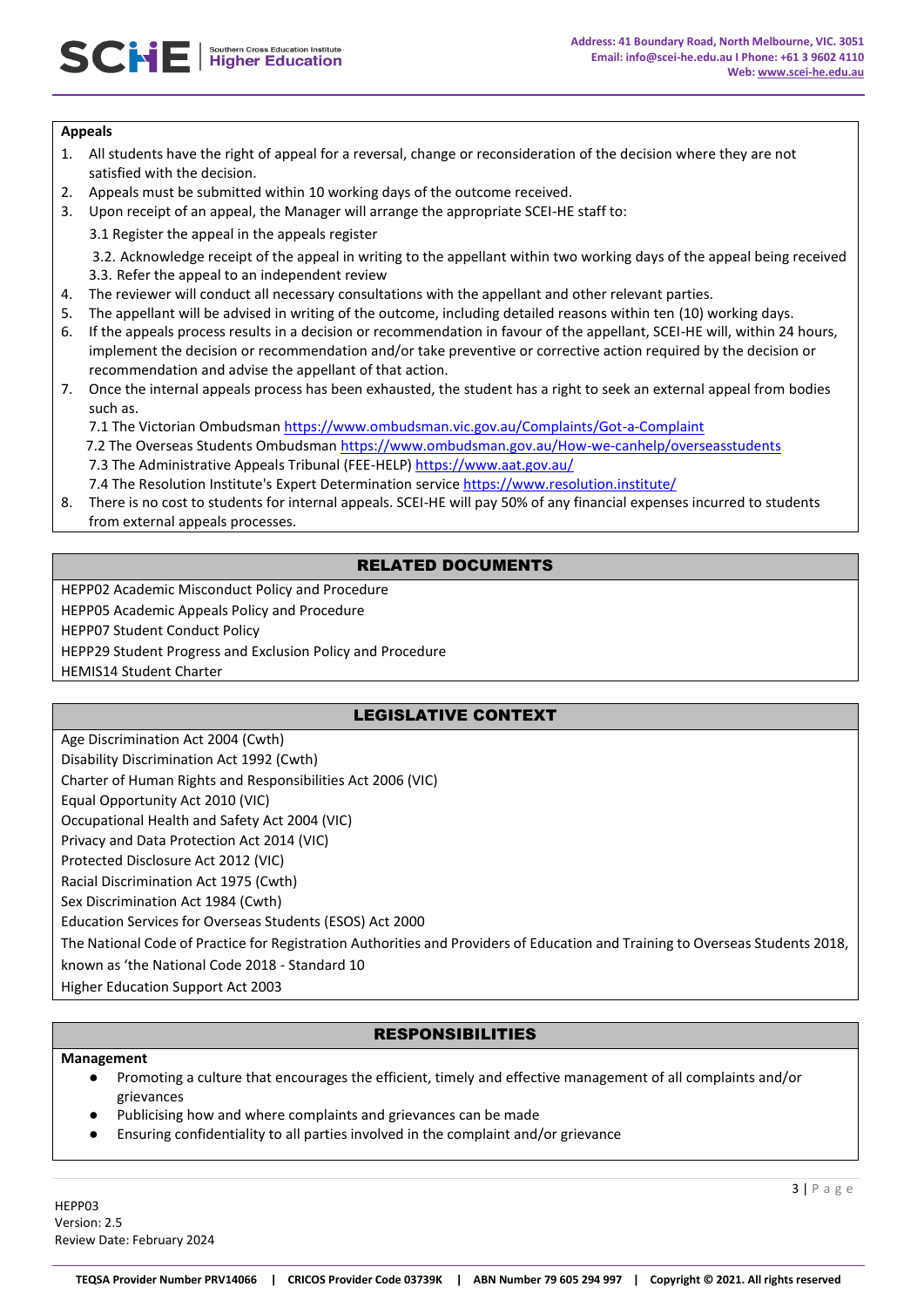**Appeals**

1. All students have the right of appeal for a reversal, change or reconsideration of the decision where they are not satisfied with the decision.
2. Appeals must be submitted within 10 working days of the outcome received.
3. Upon receipt of an appeal, the Manager will arrange the appropriate SCEI-HE staff to:

   3.1 Register the appeal in the appeals register

   3.2. Acknowledge receipt of the appeal in writing to the appellant within two working days of the appeal being received

   3.3. Refer the appeal to an independent review
4. The reviewer will conduct all necessary consultations with the appellant and other relevant parties.
5. The appellant will be advised in writing of the outcome, including detailed reasons within ten (10) working days.
6. If the appeals process results in a decision or recommendation in favour of the appellant, SCEI-HE will, within 24 hours, implement the decision or recommendation and/or take preventive or corrective action required by the decision or recommendation and advise the appellant of that action.
7. Once the internal appeals process has been exhausted, the student has a right to seek an external appeal from bodies such as.

   7.1 The Victorian Ombudsman https://www.ombudsman.vic.gov.au/Complaints/Got-a-Complaint

   7.2 The Overseas Students Ombudsman https://www.ombudsman.gov.au/How-we-canhelp/overseasstudents

   7.3 The Administrative Appeals Tribunal (FEE-HELP) https://www.aat.gov.au/

   7.4 The Resolution Institute's Expert Determination service https://www.resolution.institute/
8. There is no cost to students for internal appeals. SCEI-HE will pay 50% of any financial expenses incurred to students from external appeals processes.

## RELATED DOCUMENTS

HEPP02 Academic Misconduct Policy and Procedure

HEPP05 Academic Appeals Policy and Procedure

HEPP07 Student Conduct Policy

HEPP29 Student Progress and Exclusion Policy and Procedure

HEMIS14 Student Charter

## LEGISLATIVE CONTEXT

Age Discrimination Act 2004 (Cwth)

Disability Discrimination Act 1992 (Cwth)

Charter of Human Rights and Responsibilities Act 2006 (VIC)

Equal Opportunity Act 2010 (VIC)

Occupational Health and Safety Act 2004 (VIC)

Privacy and Data Protection Act 2014 (VIC)

Protected Disclosure Act 2012 (VIC)

Racial Discrimination Act 1975 (Cwth)

Sex Discrimination Act 1984 (Cwth)

Education Services for Overseas Students (ESOS) Act 2000

The National Code of Practice for Registration Authorities and Providers of Education and Training to Overseas Students 2018, known as 'the National Code 2018 - Standard 10

Higher Education Support Act 2003

## RESPONSIBILITIES

**Management**

- Promoting a culture that encourages the efficient, timely and effective management of all complaints and/or grievances
- Publicising how and where complaints and grievances can be made
- Ensuring confidentiality to all parties involved in the complaint and/or grievance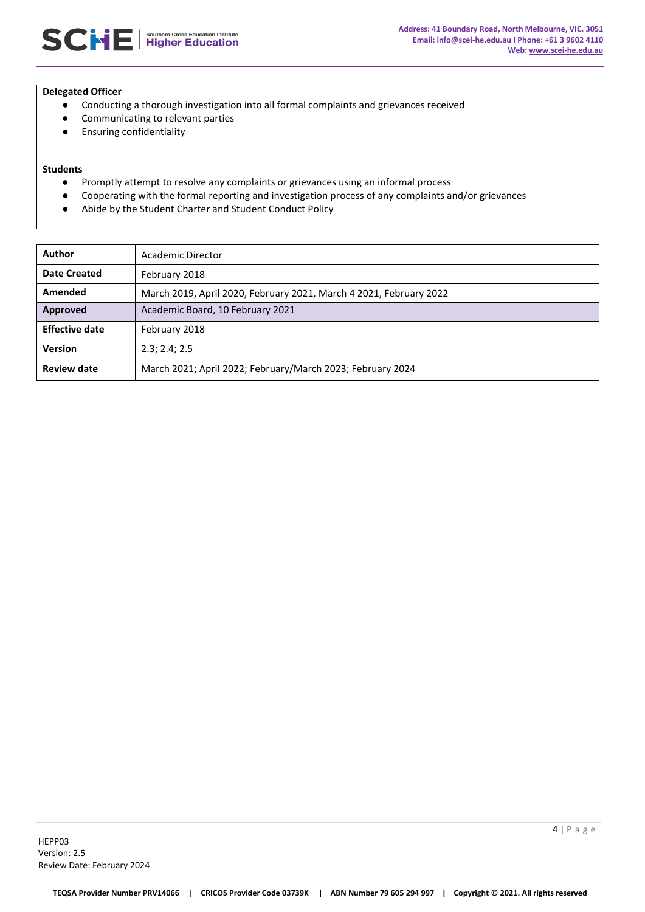**Delegated Officer**

- Conducting a thorough investigation into all formal complaints and grievances received
- Communicating to relevant parties
- Ensuring confidentiality

**Students**

- Promptly attempt to resolve any complaints or grievances using an informal process
- Cooperating with the formal reporting and investigation process of any complaints and/or grievances
- Abide by the Student Charter and Student Conduct Policy

| | |
|---|---|
| **Author** | Academic Director |
| **Date Created** | February 2018 |
| **Amended** | March 2019, April 2020, February 2021, March 4 2021, February 2022 |
| **Approved** | Academic Board, 10 February 2021 |
| **Effective date** | February 2018 |
| **Version** | 2.3; 2.4; 2.5 |
| **Review date** | March 2021; April 2022; February/March 2023; February 2024 |